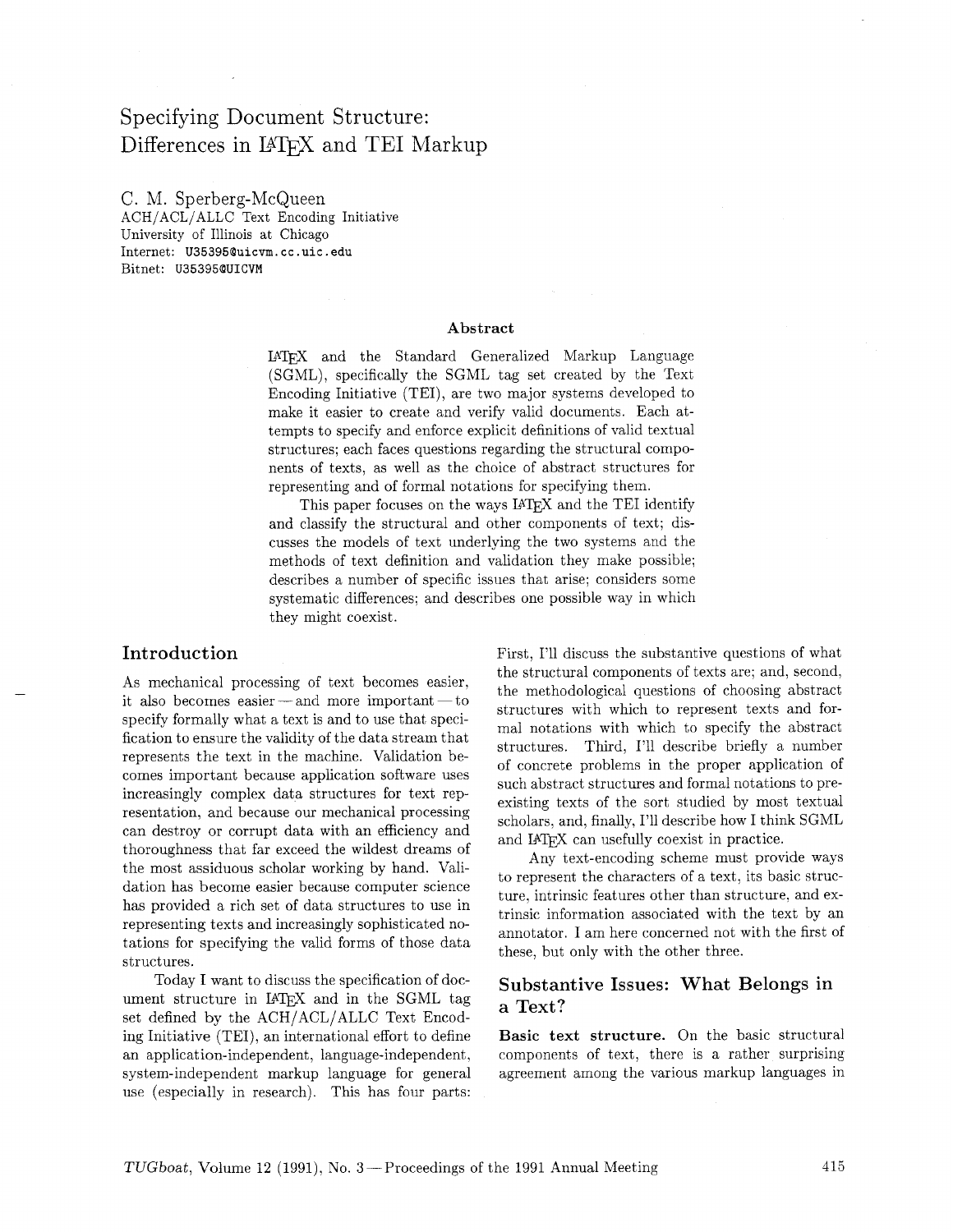# Specifying Document Structure: Differences in LaTeX and TEI Markup

C. M. Sperberg-McQueen
ACH/ACL/ALLC Text Encoding Initiative
University of Illinois at Chicago
Internet: U35395@uicvm.cc.uic.edu
Bitnet: U35395@UICVM

### Abstract

LaTeX and the Standard Generalized Markup Language (SGML), specifically the SGML tag set created by the Text Encoding Initiative (TEI), are two major systems developed to make it easier to create and verify valid documents. Each attempts to specify and enforce explicit definitions of valid textual structures; each faces questions regarding the structural components of texts, as well as the choice of abstract structures for representing and of formal notations for specifying them.

This paper focuses on the ways LaTeX and the TEI identify and classify the structural and other components of text; discusses the models of text underlying the two systems and the methods of text definition and validation they make possible; describes a number of specific issues that arise; considers some systematic differences; and describes one possible way in which they might coexist.

## Introduction

As mechanical processing of text becomes easier, it also becomes easier — and more important — to specify formally what a text is and to use that specification to ensure the validity of the data stream that represents the text in the machine. Validation becomes important because application software uses increasingly complex data structures for text representation, and because our mechanical processing can destroy or corrupt data with an efficiency and thoroughness that far exceed the wildest dreams of the most assiduous scholar working by hand. Validation has become easier because computer science has provided a rich set of data structures to use in representing texts and increasingly sophisticated notations for specifying the valid forms of those data structures.

Today I want to discuss the specification of document structure in LaTeX and in the SGML tag set defined by the ACH/ACL/ALLC Text Encoding Initiative (TEI), an international effort to define an application-independent, language-independent, system-independent markup language for general use (especially in research). This has four parts: First, I'll discuss the substantive questions of what the structural components of texts are; and, second, the methodological questions of choosing abstract structures with which to represent texts and formal notations with which to specify the abstract structures. Third, I'll describe briefly a number of concrete problems in the proper application of such abstract structures and formal notations to preexisting texts of the sort studied by most textual scholars, and, finally, I'll describe how I think SGML and LaTeX can usefully coexist in practice.

Any text-encoding scheme must provide ways to represent the characters of a text, its basic structure, intrinsic features other than structure, and extrinsic information associated with the text by an annotator. I am here concerned not with the first of these, but only with the other three.

## Substantive Issues: What Belongs in a Text?

**Basic text structure.** On the basic structural components of text, there is a rather surprising agreement among the various markup languages in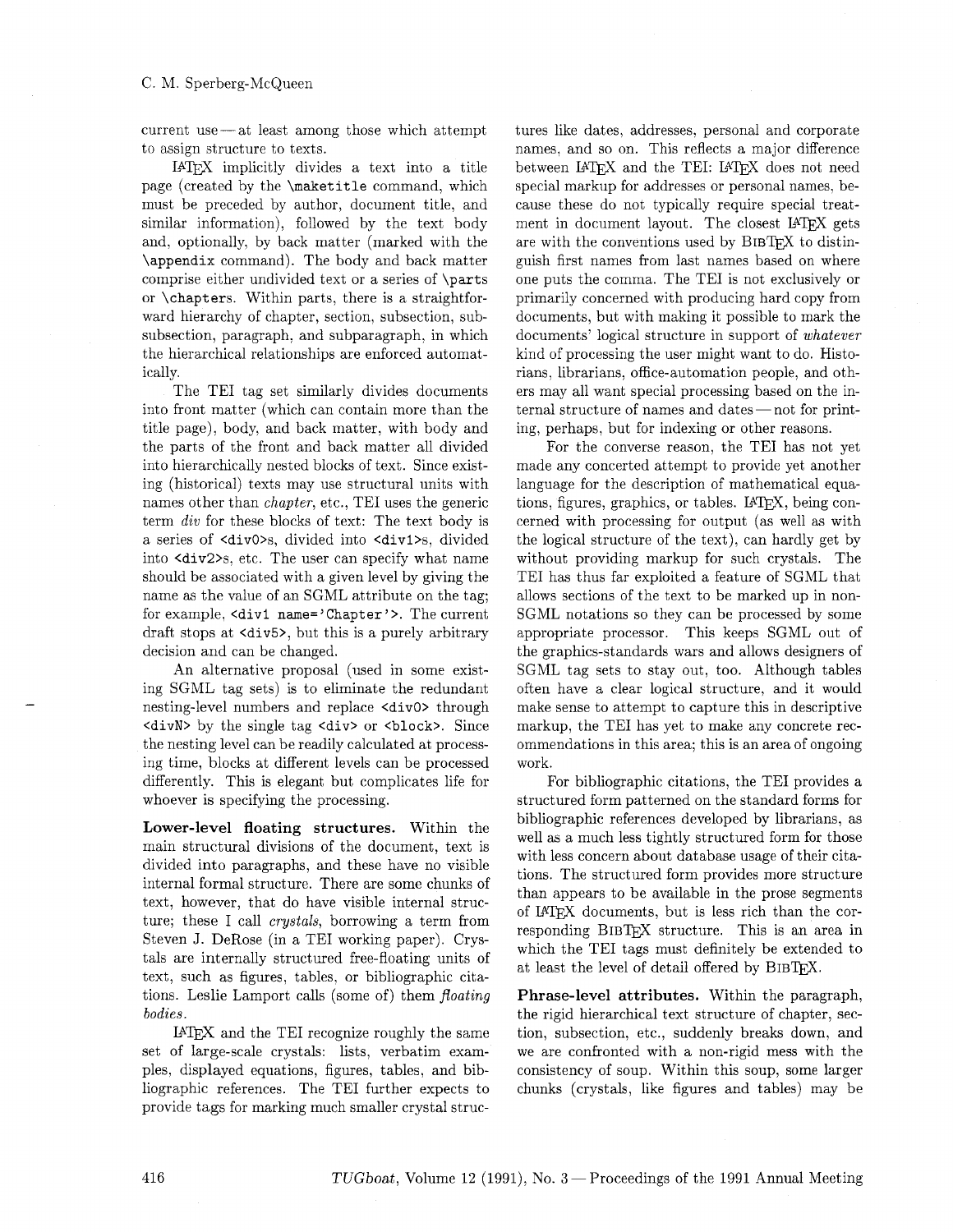current use — at least among those which attempt to assign structure to texts.

LaTeX implicitly divides a text into a title page (created by the `\maketitle` command, which must be preceded by author, document title, and similar information), followed by the text body and, optionally, by back matter (marked with the `\appendix` command). The body and back matter comprise either undivided text or a series of `\parts` or `\chapters`. Within parts, there is a straightforward hierarchy of chapter, section, subsection, subsubsection, paragraph, and subparagraph, in which the hierarchical relationships are enforced automatically.

The TEI tag set similarly divides documents into front matter (which can contain more than the title page), body, and back matter, with body and the parts of the front and back matter all divided into hierarchically nested blocks of text. Since existing (historical) texts may use structural units with names other than *chapter*, etc., TEI uses the generic term *div* for these blocks of text: The text body is a series of `<div0>`s, divided into `<div1>`s, divided into `<div2>`s, etc. The user can specify what name should be associated with a given level by giving the name as the value of an SGML attribute on the tag; for example, `<div1 name='Chapter'>`. The current draft stops at `<div5>`, but this is a purely arbitrary decision and can be changed.

An alternative proposal (used in some existing SGML tag sets) is to eliminate the redundant nesting-level numbers and replace `<div0>` through `<divN>` by the single tag `<div>` or `<block>`. Since the nesting level can be readily calculated at processing time, blocks at different levels can be processed differently. This is elegant but complicates life for whoever is specifying the processing.

**Lower-level floating structures.** Within the main structural divisions of the document, text is divided into paragraphs, and these have no visible internal formal structure. There are some chunks of text, however, that do have visible internal structure; these I call *crystals*, borrowing a term from Steven J. DeRose (in a TEI working paper). Crystals are internally structured free-floating units of text, such as figures, tables, or bibliographic citations. Leslie Lamport calls (some of) them *floating bodies*.

LaTeX and the TEI recognize roughly the same set of large-scale crystals: lists, verbatim examples, displayed equations, figures, tables, and bibliographic references. The TEI further expects to provide tags for marking much smaller crystal structures like dates, addresses, personal and corporate names, and so on. This reflects a major difference between LaTeX and the TEI: LaTeX does not need special markup for addresses or personal names, because these do not typically require special treatment in document layout. The closest LaTeX gets are with the conventions used by BibTeX to distinguish first names from last names based on where one puts the comma. The TEI is not exclusively or primarily concerned with producing hard copy from documents, but with making it possible to mark the documents' logical structure in support of *whatever* kind of processing the user might want to do. Historians, librarians, office-automation people, and others may all want special processing based on the internal structure of names and dates — not for printing, perhaps, but for indexing or other reasons.

For the converse reason, the TEI has not yet made any concerted attempt to provide yet another language for the description of mathematical equations, figures, graphics, or tables. LaTeX, being concerned with processing for output (as well as with the logical structure of the text), can hardly get by without providing markup for such crystals. The TEI has thus far exploited a feature of SGML that allows sections of the text to be marked up in non-SGML notations so they can be processed by some appropriate processor. This keeps SGML out of the graphics-standards wars and allows designers of SGML tag sets to stay out, too. Although tables often have a clear logical structure, and it would make sense to attempt to capture this in descriptive markup, the TEI has yet to make any concrete recommendations in this area; this is an area of ongoing work.

For bibliographic citations, the TEI provides a structured form patterned on the standard forms for bibliographic references developed by librarians, as well as a much less tightly structured form for those with less concern about database usage of their citations. The structured form provides more structure than appears to be available in the prose segments of LaTeX documents, but is less rich than the corresponding BibTeX structure. This is an area in which the TEI tags must definitely be extended to at least the level of detail offered by BibTeX.

**Phrase-level attributes.** Within the paragraph, the rigid hierarchical text structure of chapter, section, subsection, etc., suddenly breaks down, and we are confronted with a non-rigid mess with the consistency of soup. Within this soup, some larger chunks (crystals, like figures and tables) may be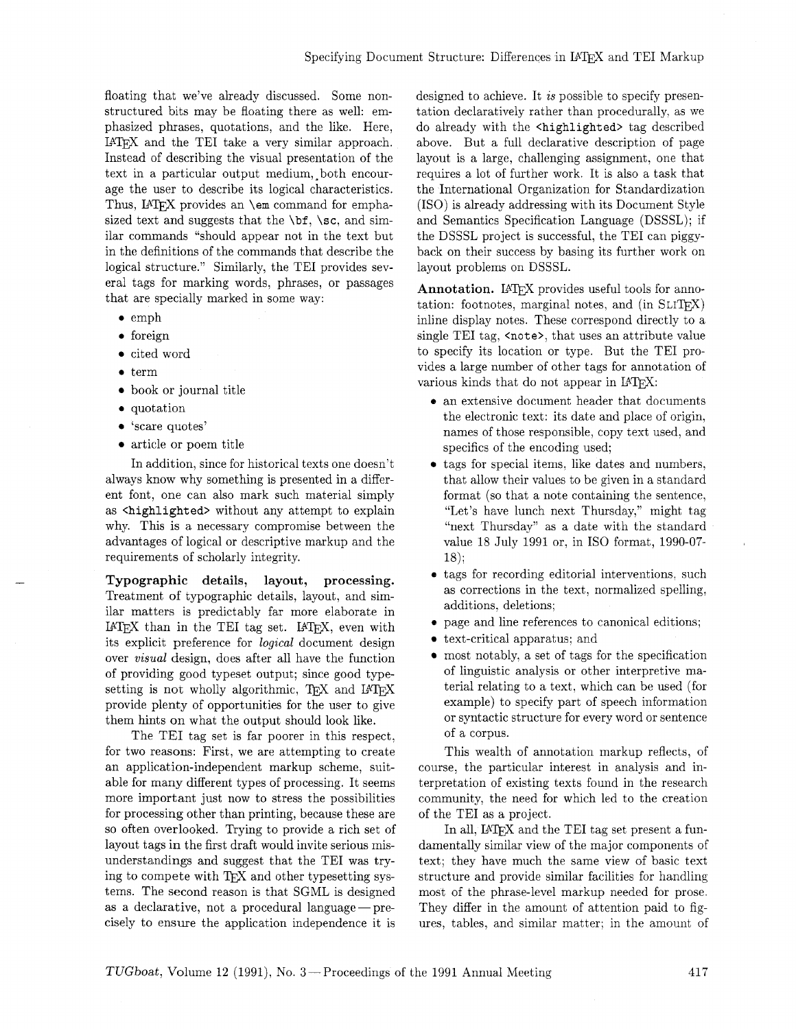floating that we've already discussed. Some non-structured bits may be floating there as well: emphasized phrases, quotations, and the like. Here, LaTeX and the TEI take a very similar approach. Instead of describing the visual presentation of the text in a particular output medium, both encourage the user to describe its logical characteristics. Thus, LaTeX provides an `\em` command for emphasized text and suggests that the `\bf`, `\sc`, and similar commands "should appear not in the text but in the definitions of the commands that describe the logical structure." Similarly, the TEI provides several tags for marking words, phrases, or passages that are specially marked in some way:

- emph
- foreign
- cited word
- term
- book or journal title
- quotation
- 'scare quotes'
- article or poem title

In addition, since for historical texts one doesn't always know why something is presented in a different font, one can also mark such material simply as `<highlighted>` without any attempt to explain why. This is a necessary compromise between the advantages of logical or descriptive markup and the requirements of scholarly integrity.

**Typographic details, layout, processing.** Treatment of typographic details, layout, and similar matters is predictably far more elaborate in LaTeX than in the TEI tag set. LaTeX, even with its explicit preference for *logical* document design over *visual* design, does after all have the function of providing good typeset output; since good typesetting is not wholly algorithmic, TeX and LaTeX provide plenty of opportunities for the user to give them hints on what the output should look like.

The TEI tag set is far poorer in this respect, for two reasons: First, we are attempting to create an application-independent markup scheme, suitable for many different types of processing. It seems more important just now to stress the possibilities for processing other than printing, because these are so often overlooked. Trying to provide a rich set of layout tags in the first draft would invite serious misunderstandings and suggest that the TEI was trying to compete with TeX and other typesetting systems. The second reason is that SGML is designed as a declarative, not a procedural language — precisely to ensure the application independence it is designed to achieve. It *is* possible to specify presentation declaratively rather than procedurally, as we do already with the `<highlighted>` tag described above. But a full declarative description of page layout is a large, challenging assignment, one that requires a lot of further work. It is also a task that the International Organization for Standardization (ISO) is already addressing with its Document Style and Semantics Specification Language (DSSSL); if the DSSSL project is successful, the TEI can piggy-back on their success by basing its further work on layout problems on DSSSL.

**Annotation.** LaTeX provides useful tools for annotation: footnotes, marginal notes, and (in SLiTeX) inline display notes. These correspond directly to a single TEI tag, `<note>`, that uses an attribute value to specify its location or type. But the TEI provides a large number of other tags for annotation of various kinds that do not appear in LaTeX:

- an extensive document header that documents the electronic text: its date and place of origin, names of those responsible, copy text used, and specifics of the encoding used;
- tags for special items, like dates and numbers, that allow their values to be given in a standard format (so that a note containing the sentence, "Let's have lunch next Thursday," might tag "next Thursday" as a date with the standard value 18 July 1991 or, in ISO format, 1990-07-18);
- tags for recording editorial interventions, such as corrections in the text, normalized spelling, additions, deletions;
- page and line references to canonical editions;
- text-critical apparatus; and
- most notably, a set of tags for the specification of linguistic analysis or other interpretive material relating to a text, which can be used (for example) to specify part of speech information or syntactic structure for every word or sentence of a corpus.

This wealth of annotation markup reflects, of course, the particular interest in analysis and interpretation of existing texts found in the research community, the need for which led to the creation of the TEI as a project.

In all, LaTeX and the TEI tag set present a fundamentally similar view of the major components of text; they have much the same view of basic text structure and provide similar facilities for handling most of the phrase-level markup needed for prose. They differ in the amount of attention paid to figures, tables, and similar matter; in the amount of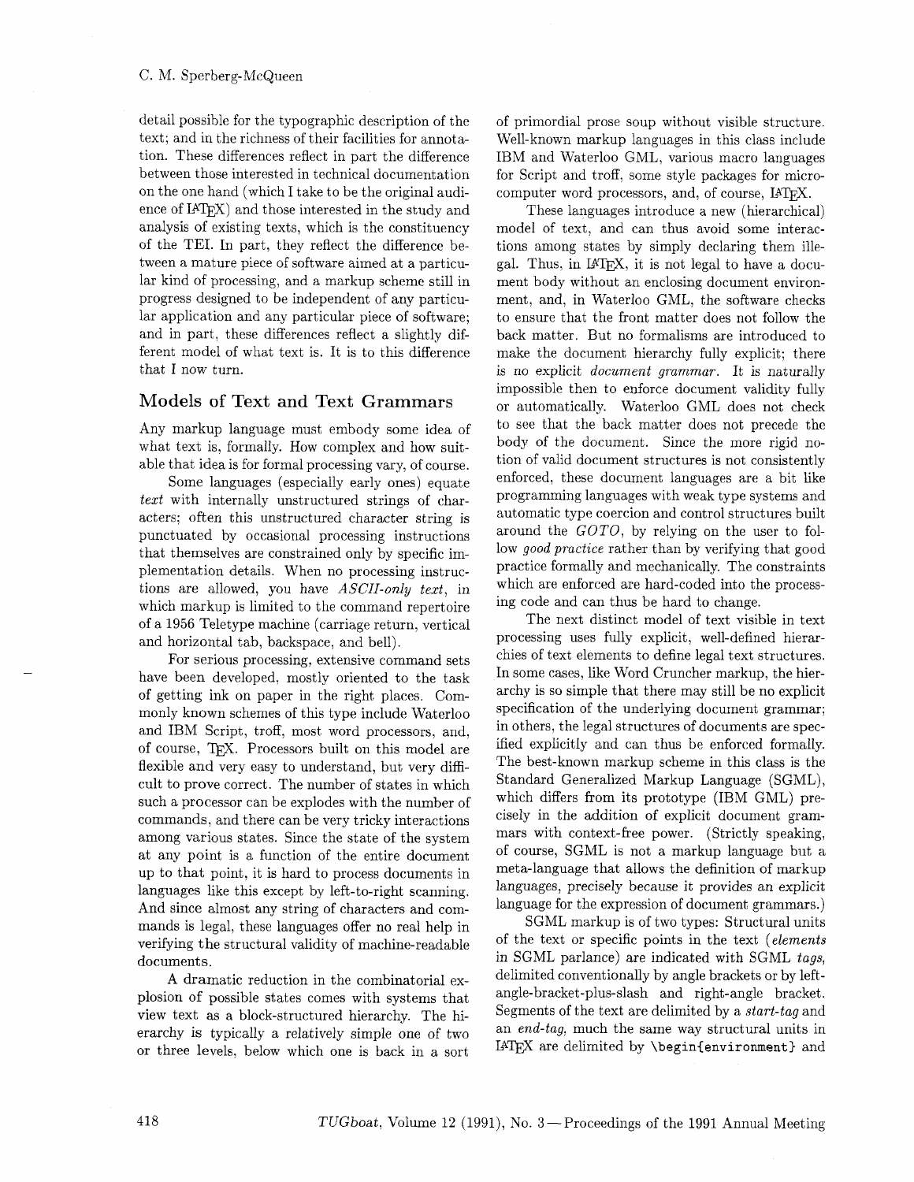detail possible for the typographic description of the text; and in the richness of their facilities for annotation. These differences reflect in part the difference between those interested in technical documentation on the one hand (which I take to be the original audience of LaTeX) and those interested in the study and analysis of existing texts, which is the constituency of the TEI. In part, they reflect the difference between a mature piece of software aimed at a particular kind of processing, and a markup scheme still in progress designed to be independent of any particular application and any particular piece of software; and in part, these differences reflect a slightly different model of what text is. It is to this difference that I now turn.

## Models of Text and Text Grammars

Any markup language must embody some idea of what text is, formally. How complex and how suitable that idea is for formal processing vary, of course.

Some languages (especially early ones) equate *text* with internally unstructured strings of characters; often this unstructured character string is punctuated by occasional processing instructions that themselves are constrained only by specific implementation details. When no processing instructions are allowed, you have *ASCII-only text*, in which markup is limited to the command repertoire of a 1956 Teletype machine (carriage return, vertical and horizontal tab, backspace, and bell).

For serious processing, extensive command sets have been developed, mostly oriented to the task of getting ink on paper in the right places. Commonly known schemes of this type include Waterloo and IBM Script, troff, most word processors, and, of course, TeX. Processors built on this model are flexible and very easy to understand, but very difficult to prove correct. The number of states in which such a processor can be explodes with the number of commands, and there can be very tricky interactions among various states. Since the state of the system at any point is a function of the entire document up to that point, it is hard to process documents in languages like this except by left-to-right scanning. And since almost any string of characters and commands is legal, these languages offer no real help in verifying the structural validity of machine-readable documents.

A dramatic reduction in the combinatorial explosion of possible states comes with systems that view text as a block-structured hierarchy. The hierarchy is typically a relatively simple one of two or three levels, below which one is back in a sort of primordial prose soup without visible structure. Well-known markup languages in this class include IBM and Waterloo GML, various macro languages for Script and troff, some style packages for microcomputer word processors, and, of course, LaTeX.

These languages introduce a new (hierarchical) model of text, and can thus avoid some interactions among states by simply declaring them illegal. Thus, in LaTeX, it is not legal to have a document body without an enclosing document environment, and, in Waterloo GML, the software checks to ensure that the front matter does not follow the back matter. But no formalisms are introduced to make the document hierarchy fully explicit; there is no explicit *document grammar*. It is naturally impossible then to enforce document validity fully or automatically. Waterloo GML does not check to see that the back matter does not precede the body of the document. Since the more rigid notion of valid document structures is not consistently enforced, these document languages are a bit like programming languages with weak type systems and automatic type coercion and control structures built around the *GOTO*, by relying on the user to follow *good practice* rather than by verifying that good practice formally and mechanically. The constraints which are enforced are hard-coded into the processing code and can thus be hard to change.

The next distinct model of text visible in text processing uses fully explicit, well-defined hierarchies of text elements to define legal text structures. In some cases, like Word Cruncher markup, the hierarchy is so simple that there may still be no explicit specification of the underlying document grammar; in others, the legal structures of documents are specified explicitly and can thus be enforced formally. The best-known markup scheme in this class is the Standard Generalized Markup Language (SGML), which differs from its prototype (IBM GML) precisely in the addition of explicit document grammars with context-free power. (Strictly speaking, of course, SGML is not a markup language but a meta-language that allows the definition of markup languages, precisely because it provides an explicit language for the expression of document grammars.)

SGML markup is of two types: Structural units of the text or specific points in the text (*elements* in SGML parlance) are indicated with SGML *tags*, delimited conventionally by angle brackets or by left-angle-bracket-plus-slash and right-angle bracket. Segments of the text are delimited by a *start-tag* and an *end-tag*, much the same way structural units in LaTeX are delimited by `\begin{environment}` and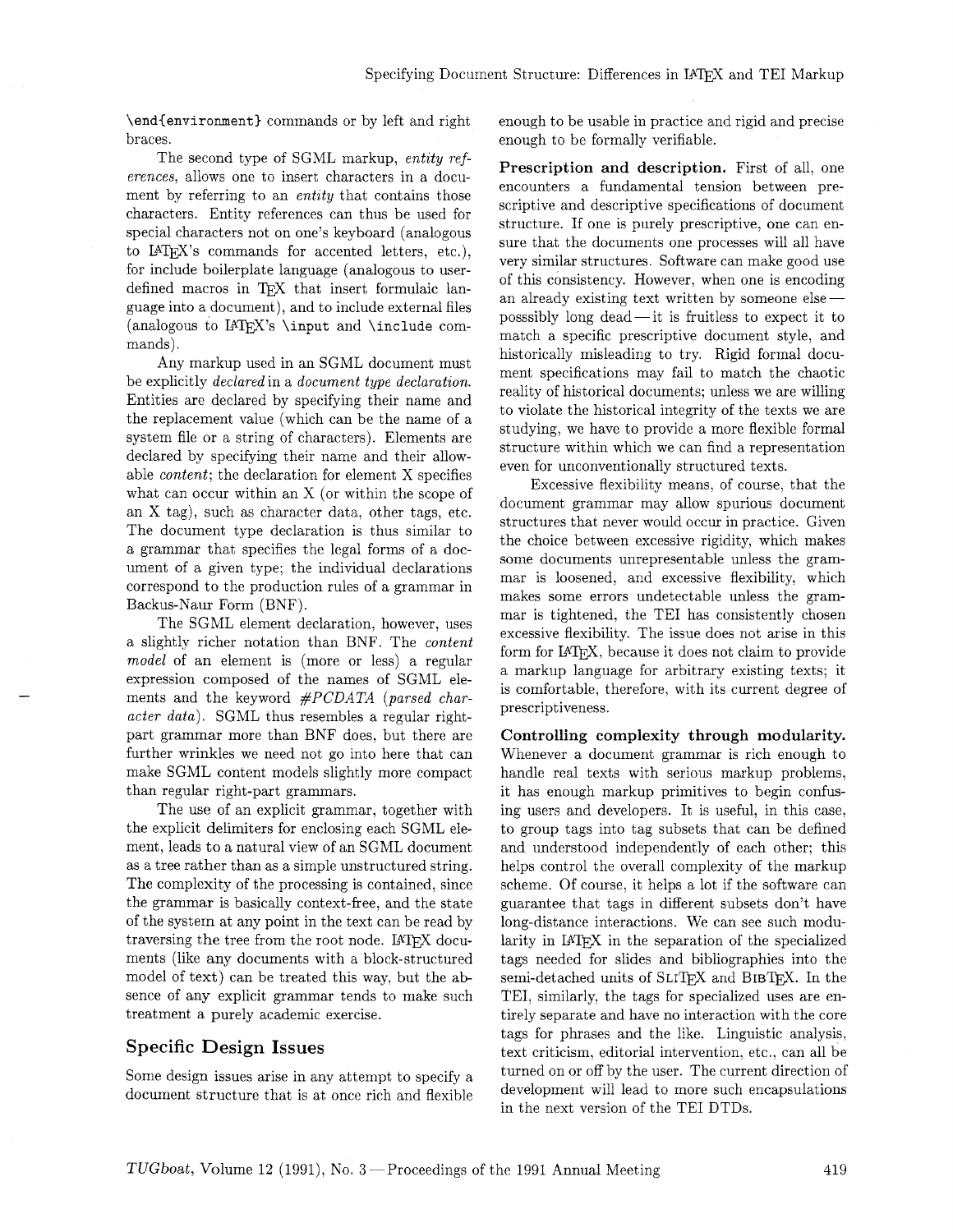\end{environment} commands or by left and right braces.

The second type of SGML markup, *entity references*, allows one to insert characters in a document by referring to an *entity* that contains those characters. Entity references can thus be used for special characters not on one's keyboard (analogous to LaTeX's commands for accented letters, etc.), for include boilerplate language (analogous to user-defined macros in TeX that insert formulaic language into a document), and to include external files (analogous to LaTeX's \input and \include commands).

Any markup used in an SGML document must be explicitly *declared* in a *document type declaration*. Entities are declared by specifying their name and the replacement value (which can be the name of a system file or a string of characters). Elements are declared by specifying their name and their allowable *content*; the declaration for element X specifies what can occur within an X (or within the scope of an X tag), such as character data, other tags, etc. The document type declaration is thus similar to a grammar that specifies the legal forms of a document of a given type; the individual declarations correspond to the production rules of a grammar in Backus-Naur Form (BNF).

The SGML element declaration, however, uses a slightly richer notation than BNF. The *content model* of an element is (more or less) a regular expression composed of the names of SGML elements and the keyword *#PCDATA (parsed character data)*. SGML thus resembles a regular right-part grammar more than BNF does, but there are further wrinkles we need not go into here that can make SGML content models slightly more compact than regular right-part grammars.

The use of an explicit grammar, together with the explicit delimiters for enclosing each SGML element, leads to a natural view of an SGML document as a tree rather than as a simple unstructured string. The complexity of the processing is contained, since the grammar is basically context-free, and the state of the system at any point in the text can be read by traversing the tree from the root node. LaTeX documents (like any documents with a block-structured model of text) can be treated this way, but the absence of any explicit grammar tends to make such treatment a purely academic exercise.

## Specific Design Issues

Some design issues arise in any attempt to specify a document structure that is at once rich and flexible enough to be usable in practice and rigid and precise enough to be formally verifiable.

**Prescription and description.** First of all, one encounters a fundamental tension between prescriptive and descriptive specifications of document structure. If one is purely prescriptive, one can ensure that the documents one processes will all have very similar structures. Software can make good use of this consistency. However, when one is encoding an already existing text written by someone else — posssibly long dead — it is fruitless to expect it to match a specific prescriptive document style, and historically misleading to try. Rigid formal document specifications may fail to match the chaotic reality of historical documents; unless we are willing to violate the historical integrity of the texts we are studying, we have to provide a more flexible formal structure within which we can find a representation even for unconventionally structured texts.

Excessive flexibility means, of course, that the document grammar may allow spurious document structures that never would occur in practice. Given the choice between excessive rigidity, which makes some documents unrepresentable unless the grammar is loosened, and excessive flexibility, which makes some errors undetectable unless the grammar is tightened, the TEI has consistently chosen excessive flexibility. The issue does not arise in this form for LaTeX, because it does not claim to provide a markup language for arbitrary existing texts; it is comfortable, therefore, with its current degree of prescriptiveness.

**Controlling complexity through modularity.** Whenever a document grammar is rich enough to handle real texts with serious markup problems, it has enough markup primitives to begin confusing users and developers. It is useful, in this case, to group tags into tag subsets that can be defined and understood independently of each other; this helps control the overall complexity of the markup scheme. Of course, it helps a lot if the software can guarantee that tags in different subsets don't have long-distance interactions. We can see such modularity in LaTeX in the separation of the specialized tags needed for slides and bibliographies into the semi-detached units of SliTeX and BibTeX. In the TEI, similarly, the tags for specialized uses are entirely separate and have no interaction with the core tags for phrases and the like. Linguistic analysis, text criticism, editorial intervention, etc., can all be turned on or off by the user. The current direction of development will lead to more such encapsulations in the next version of the TEI DTDs.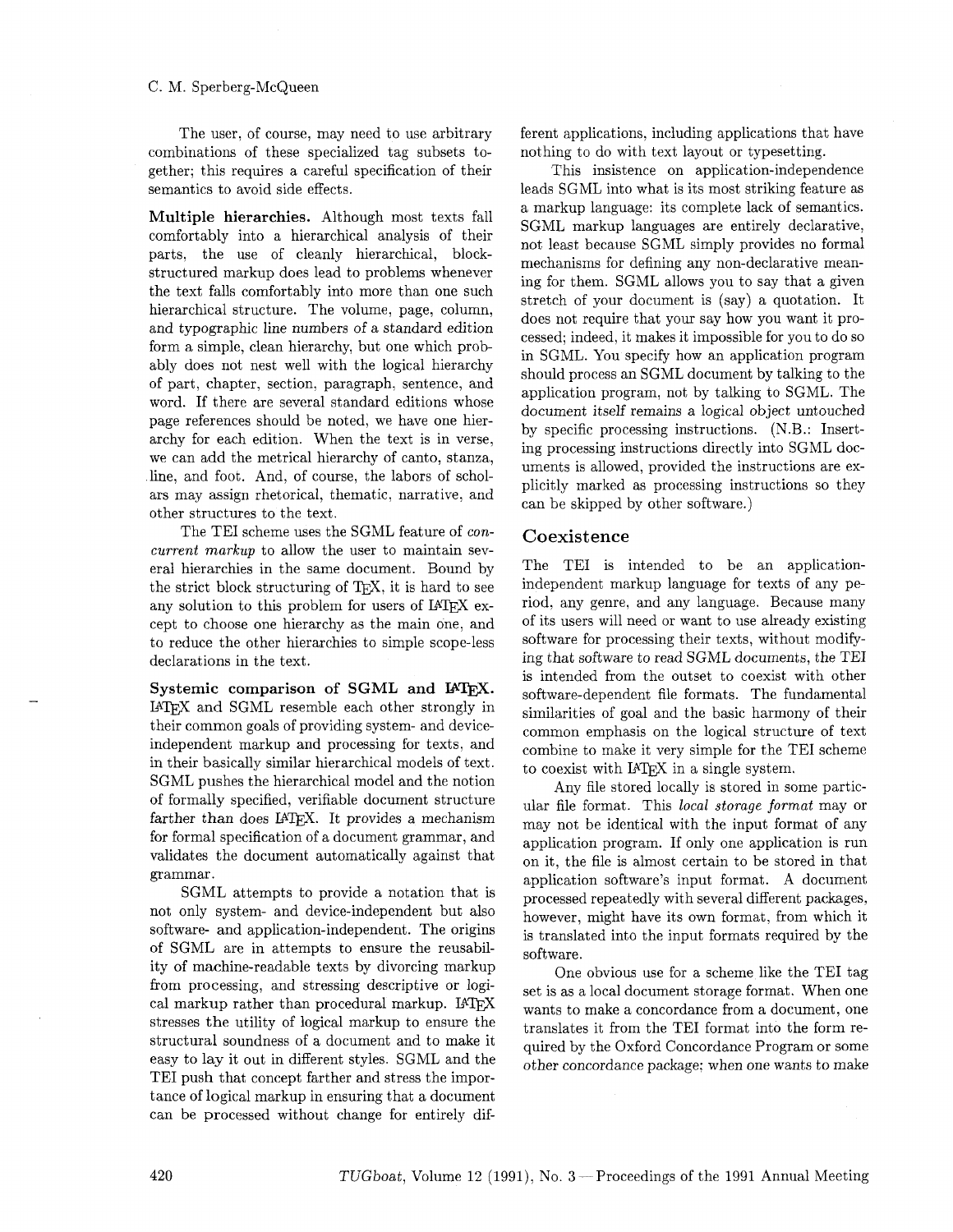The user, of course, may need to use arbitrary combinations of these specialized tag subsets together; this requires a careful specification of their semantics to avoid side effects.

**Multiple hierarchies.** Although most texts fall comfortably into a hierarchical analysis of their parts, the use of cleanly hierarchical, block-structured markup does lead to problems whenever the text falls comfortably into more than one such hierarchical structure. The volume, page, column, and typographic line numbers of a standard edition form a simple, clean hierarchy, but one which probably does not nest well with the logical hierarchy of part, chapter, section, paragraph, sentence, and word. If there are several standard editions whose page references should be noted, we have one hierarchy for each edition. When the text is in verse, we can add the metrical hierarchy of canto, stanza, line, and foot. And, of course, the labors of scholars may assign rhetorical, thematic, narrative, and other structures to the text.

The TEI scheme uses the SGML feature of *concurrent markup* to allow the user to maintain several hierarchies in the same document. Bound by the strict block structuring of TeX, it is hard to see any solution to this problem for users of LaTeX except to choose one hierarchy as the main one, and to reduce the other hierarchies to simple scope-less declarations in the text.

**Systemic comparison of SGML and LaTeX.** LaTeX and SGML resemble each other strongly in their common goals of providing system- and device-independent markup and processing for texts, and in their basically similar hierarchical models of text. SGML pushes the hierarchical model and the notion of formally specified, verifiable document structure farther than does LaTeX. It provides a mechanism for formal specification of a document grammar, and validates the document automatically against that grammar.

SGML attempts to provide a notation that is not only system- and device-independent but also software- and application-independent. The origins of SGML are in attempts to ensure the reusability of machine-readable texts by divorcing markup from processing, and stressing descriptive or logical markup rather than procedural markup. LaTeX stresses the utility of logical markup to ensure the structural soundness of a document and to make it easy to lay it out in different styles. SGML and the TEI push that concept farther and stress the importance of logical markup in ensuring that a document can be processed without change for entirely different applications, including applications that have nothing to do with text layout or typesetting.

This insistence on application-independence leads SGML into what is its most striking feature as a markup language: its complete lack of semantics. SGML markup languages are entirely declarative, not least because SGML simply provides no formal mechanisms for defining any non-declarative meaning for them. SGML allows you to say that a given stretch of your document is (say) a quotation. It does not require that your say how you want it processed; indeed, it makes it impossible for you to do so in SGML. You specify how an application program should process an SGML document by talking to the application program, not by talking to SGML. The document itself remains a logical object untouched by specific processing instructions. (N.B.: Inserting processing instructions directly into SGML documents is allowed, provided the instructions are explicitly marked as processing instructions so they can be skipped by other software.)

## Coexistence

The TEI is intended to be an application-independent markup language for texts of any period, any genre, and any language. Because many of its users will need or want to use already existing software for processing their texts, without modifying that software to read SGML documents, the TEI is intended from the outset to coexist with other software-dependent file formats. The fundamental similarities of goal and the basic harmony of their common emphasis on the logical structure of text combine to make it very simple for the TEI scheme to coexist with LaTeX in a single system.

Any file stored locally is stored in some particular file format. This *local storage format* may or may not be identical with the input format of any application program. If only one application is run on it, the file is almost certain to be stored in that application software's input format. A document processed repeatedly with several different packages, however, might have its own format, from which it is translated into the input formats required by the software.

One obvious use for a scheme like the TEI tag set is as a local document storage format. When one wants to make a concordance from a document, one translates it from the TEI format into the form required by the Oxford Concordance Program or some other concordance package; when one wants to make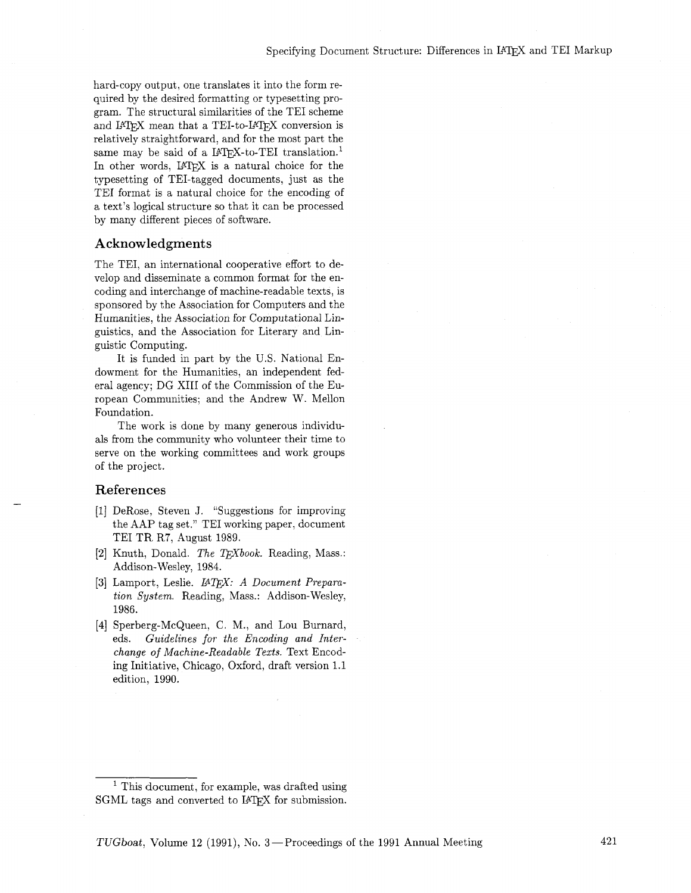hard-copy output, one translates it into the form required by the desired formatting or typesetting program. The structural similarities of the TEI scheme and LaTeX mean that a TEI-to-LaTeX conversion is relatively straightforward, and for the most part the same may be said of a LaTeX-to-TEI translation.[1] In other words, LaTeX is a natural choice for the typesetting of TEI-tagged documents, just as the TEI format is a natural choice for the encoding of a text's logical structure so that it can be processed by many different pieces of software.

## Acknowledgments

The TEI, an international cooperative effort to develop and disseminate a common format for the encoding and interchange of machine-readable texts, is sponsored by the Association for Computers and the Humanities, the Association for Computational Linguistics, and the Association for Literary and Linguistic Computing.

It is funded in part by the U.S. National Endowment for the Humanities, an independent federal agency; DG XIII of the Commission of the European Communities; and the Andrew W. Mellon Foundation.

The work is done by many generous individuals from the community who volunteer their time to serve on the working committees and work groups of the project.

## References

[1] DeRose, Steven J. "Suggestions for improving the AAP tag set." TEI working paper, document TEI TR R7, August 1989.

[2] Knuth, Donald. *The TeXbook.* Reading, Mass.: Addison-Wesley, 1984.

[3] Lamport, Leslie. *LaTeX: A Document Preparation System.* Reading, Mass.: Addison-Wesley, 1986.

[4] Sperberg-McQueen, C. M., and Lou Burnard, eds. *Guidelines for the Encoding and Interchange of Machine-Readable Texts.* Text Encoding Initiative, Chicago, Oxford, draft version 1.1 edition, 1990.

---

[1] This document, for example, was drafted using SGML tags and converted to LaTeX for submission.